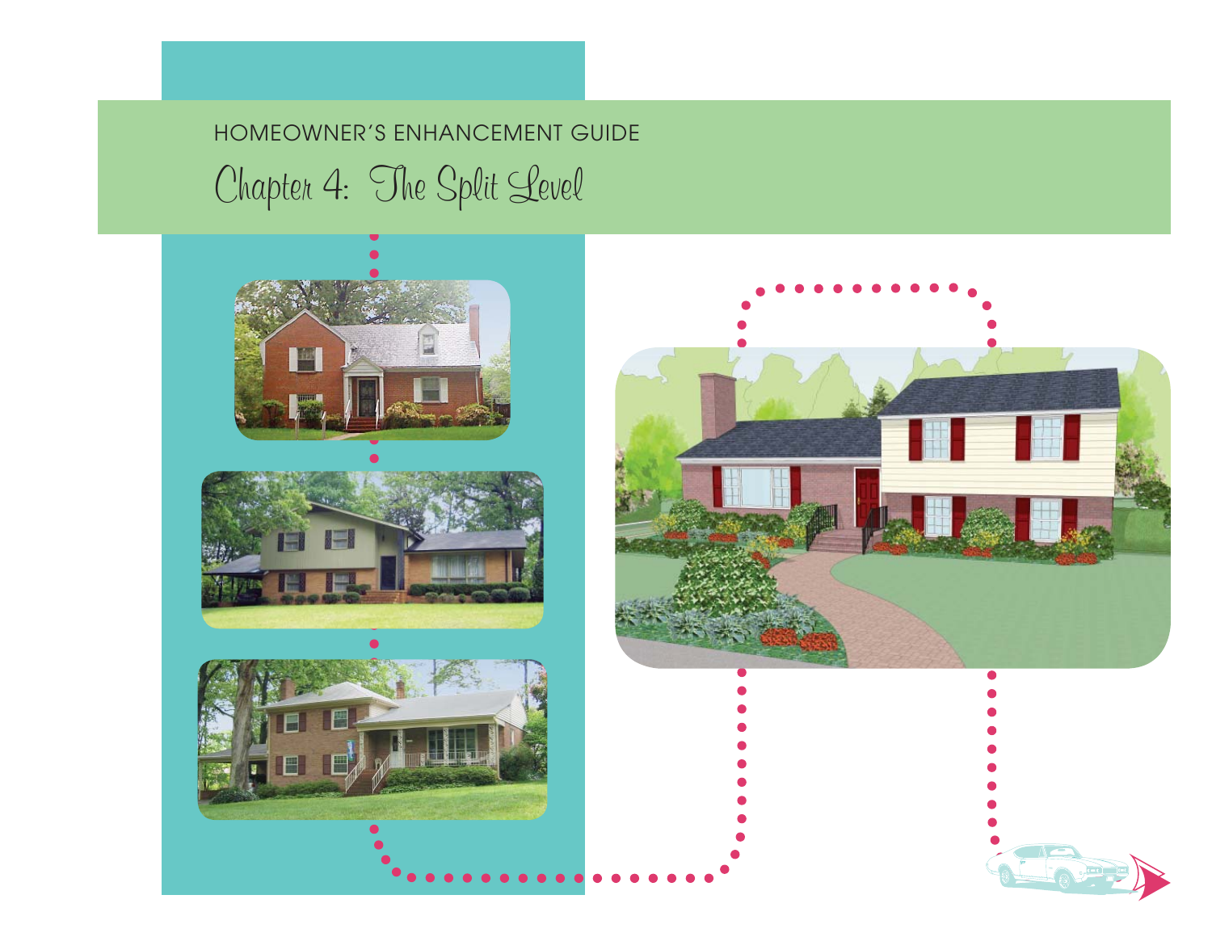HOMEOWNER'S ENHANCEMENT GUIDE

# Chapter 4: The Split Level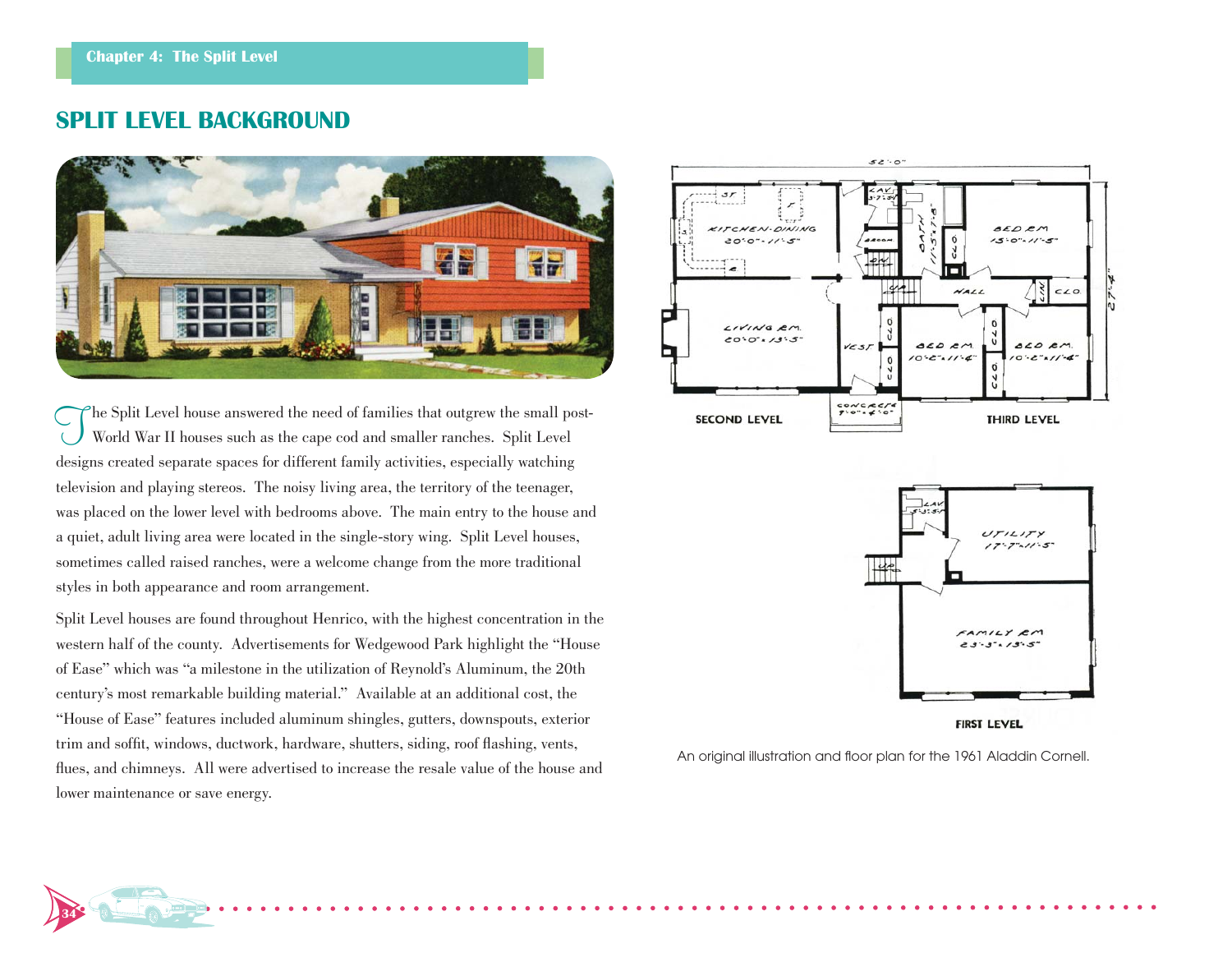## SPLIT LEVEL BACKGROUND

The Split Level house answered the need of families that outgrew the small post-World War II houses such as the cape cod and smaller ranches. Split Level designs created separate spaces for different family activities, especially watching television and playing stereos. The noisy living area, the territory of the teenager, was placed on the lower level with bedrooms above. The main entry to the house and a quiet, adult living area were located in the single-story wing. Split Level houses, sometimes called raised ranches, were a welcome change from the more traditional styles in both appearance and room arrangement.

Split Level houses are found throughout Henrico, with the highest concentration in the western half of the county. Advertisements for Wedgewood Park highlight the "House of Ease" which was "a milestone in the utilization of Reynold's Aluminum, the 20th century's most remarkable building material." Available at an additional cost, the "House of Ease" features included aluminum shingles, gutters, downspouts, exterior trim and soffit, windows, ductwork, hardware, shutters, siding, roof flashing, vents, flues, and chimneys. All were advertised to increase the resale value of the house and lower maintenance or save energy.

An original illustration and floor plan for the 1961 Aladdin Cornell.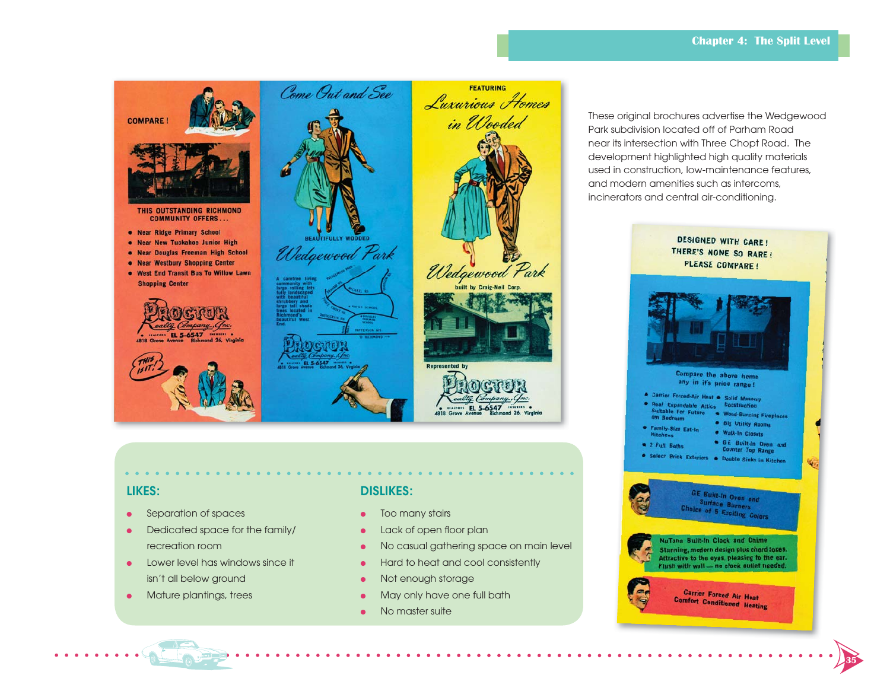These original brochures advertise the Wedgewood Park subdivision located off of Parham Road near its intersection with Three Chopt Road. The development highlighted high quality materials used in construction, low-maintenance features, and modern amenities such as intercoms, incinerators and central air-conditioning.

## LIKES:

- Separation of spaces
- Dedicated space for the family/ recreation room
- Lower level has windows since it isn't all below ground
- Mature plantings, trees

## DISLIKES:

- Too many stairs
- Lack of open floor plan
- No casual gathering space on main level
- Hard to heat and cool consistently
- Not enough storage
- May only have one full bath
- No master suite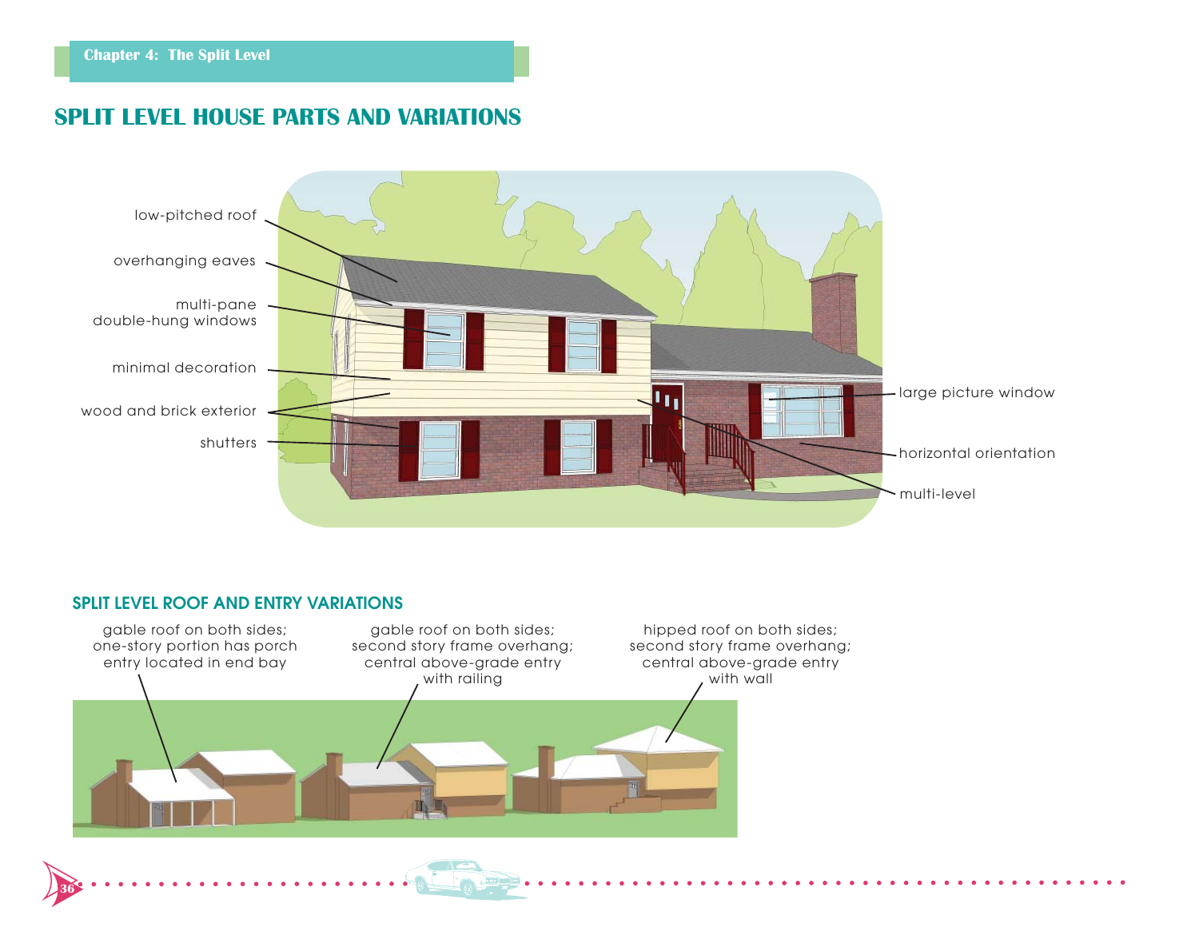## SPLIT LEVEL HOUSE PARTS AND VARIATIONS

low-pitched roof

overhanging eaves

multi-pane double-hung windows

minimal decoration

wood and brick exterior

shutters

large picture window

horizontal orientation

multi-level

### SPLIT LEVEL ROOF AND ENTRY VARIATIONS

gable roof on both sides; one-story portion has porch entry located in end bay

gable roof on both sides; second story frame overhang; central above-grade entry with railing

hipped roof on both sides; second story frame overhang; central above-grade entry with wall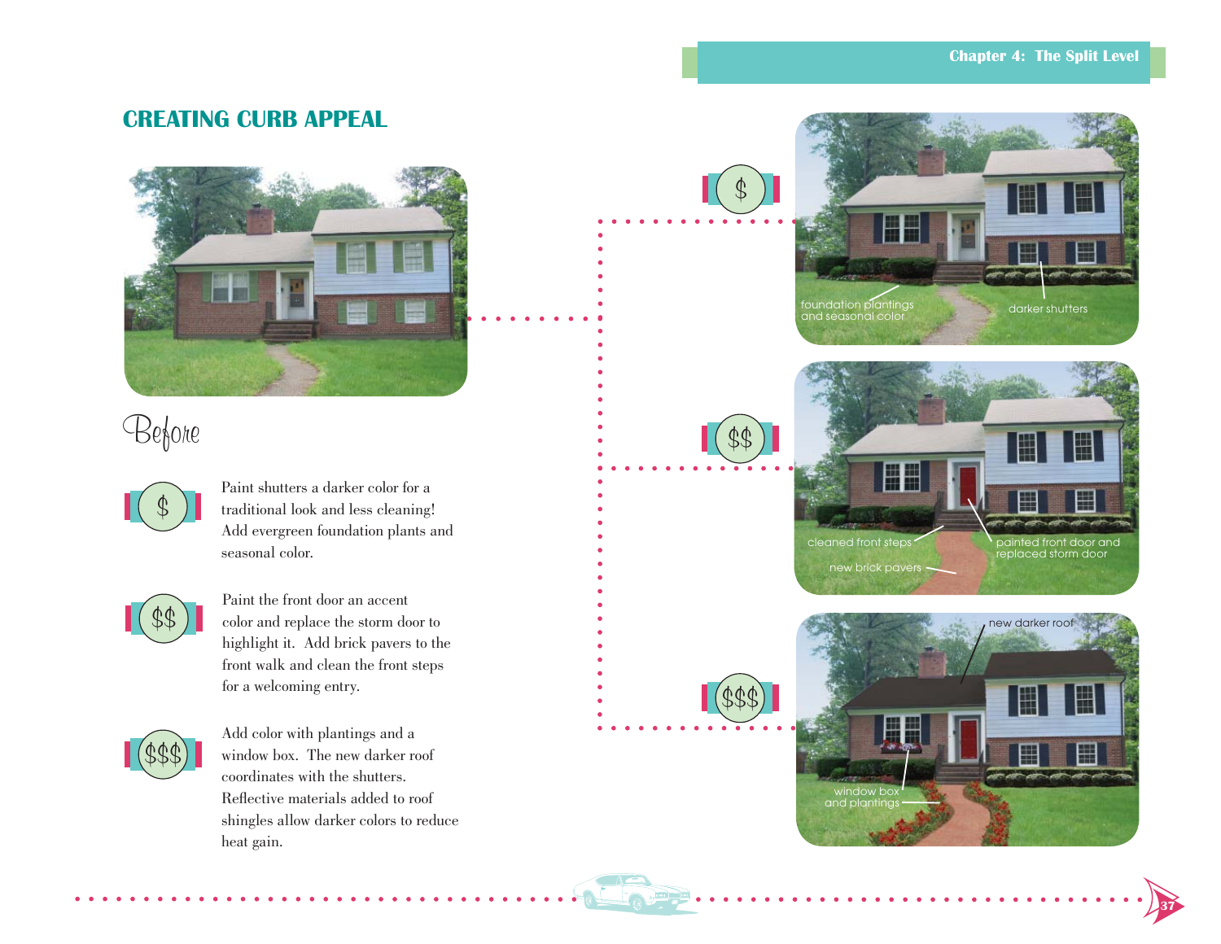## CREATING CURB APPEAL

Before

$ Paint shutters a darker color for a traditional look and less cleaning! Add evergreen foundation plants and seasonal color.

$$ Paint the front door an accent color and replace the storm door to highlight it. Add brick pavers to the front walk and clean the front steps for a welcoming entry.

$$$ Add color with plantings and a window box. The new darker roof coordinates with the shutters. Reflective materials added to roof shingles allow darker colors to reduce heat gain.

$

foundation plantings and seasonal color

darker shutters

$$

cleaned front steps

painted front door and replaced storm door

new brick pavers

$$$

new darker roof

window box and plantings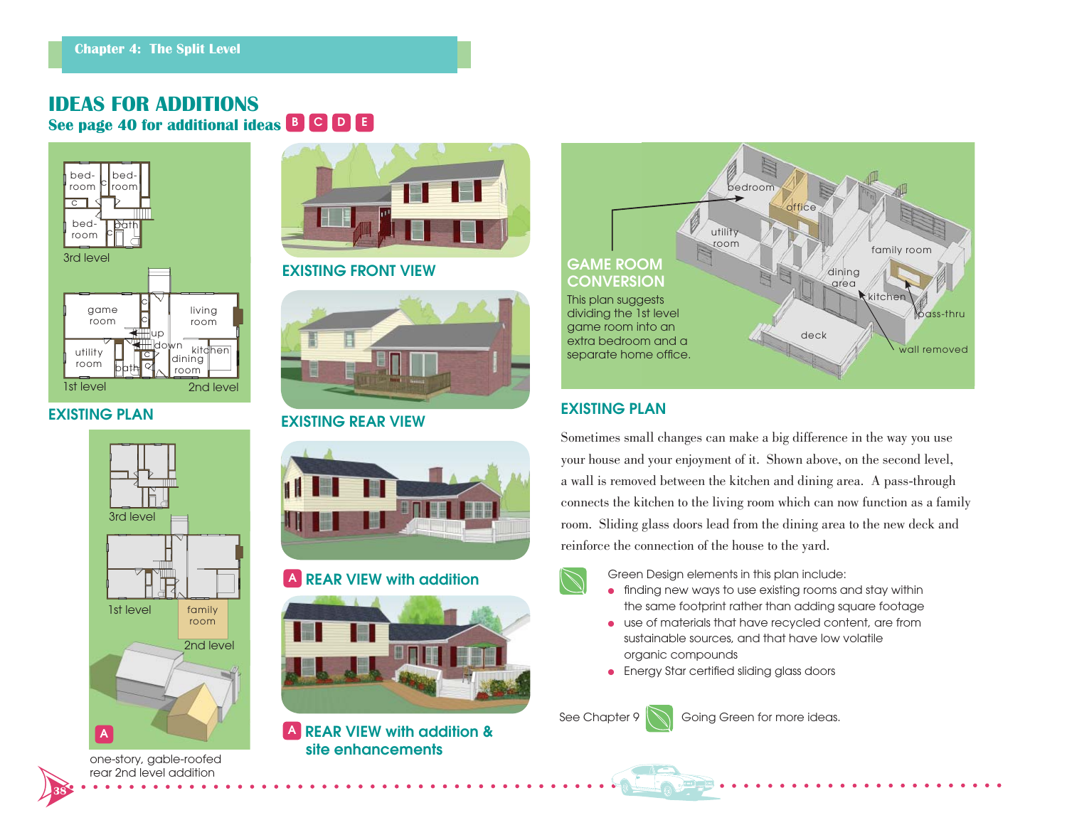# IDEAS FOR ADDITIONS

**See page 40 for additional ideas B C D E**

3rd level

1st level 2nd level

## EXISTING PLAN

## EXISTING FRONT VIEW

## EXISTING REAR VIEW

A **REAR VIEW with addition**

A **REAR VIEW with addition & site enhancements**

3rd level

1st level

family room

2nd level

A

one-story, gable-roofed rear 2nd level addition

## GAME ROOM CONVERSION

This plan suggests dividing the 1st level game room into an extra bedroom and a separate home office.

## EXISTING PLAN

Sometimes small changes can make a big difference in the way you use your house and your enjoyment of it. Shown above, on the second level, a wall is removed between the kitchen and dining area. A pass-through connects the kitchen to the living room which can now function as a family room. Sliding glass doors lead from the dining area to the new deck and reinforce the connection of the house to the yard.

Green Design elements in this plan include:

- finding new ways to use existing rooms and stay within the same footprint rather than adding square footage
- use of materials that have recycled content, are from sustainable sources, and that have low volatile organic compounds
- Energy Star certified sliding glass doors

See Chapter 9 Going Green for more ideas.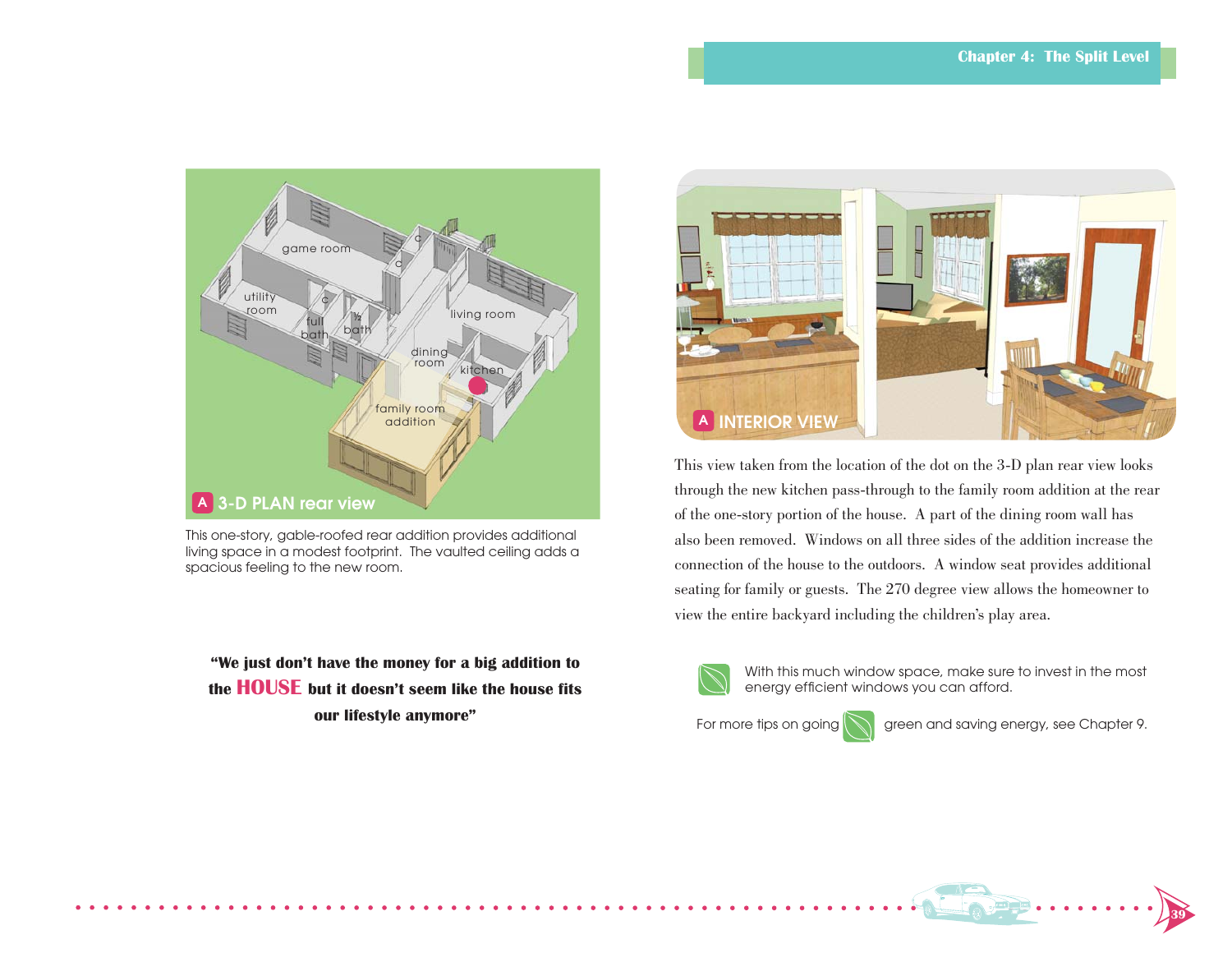A 3-D PLAN rear view

This one-story, gable-roofed rear addition provides additional living space in a modest footprint. The vaulted ceiling adds a spacious feeling to the new room.

**"We just don't have the money for a big addition to the HOUSE but it doesn't seem like the house fits our lifestyle anymore"**

A INTERIOR VIEW

This view taken from the location of the dot on the 3-D plan rear view looks through the new kitchen pass-through to the family room addition at the rear of the one-story portion of the house. A part of the dining room wall has also been removed. Windows on all three sides of the addition increase the connection of the house to the outdoors. A window seat provides additional seating for family or guests. The 270 degree view allows the homeowner to view the entire backyard including the children's play area.

With this much window space, make sure to invest in the most energy efficient windows you can afford.

For more tips on going green and saving energy, see Chapter 9.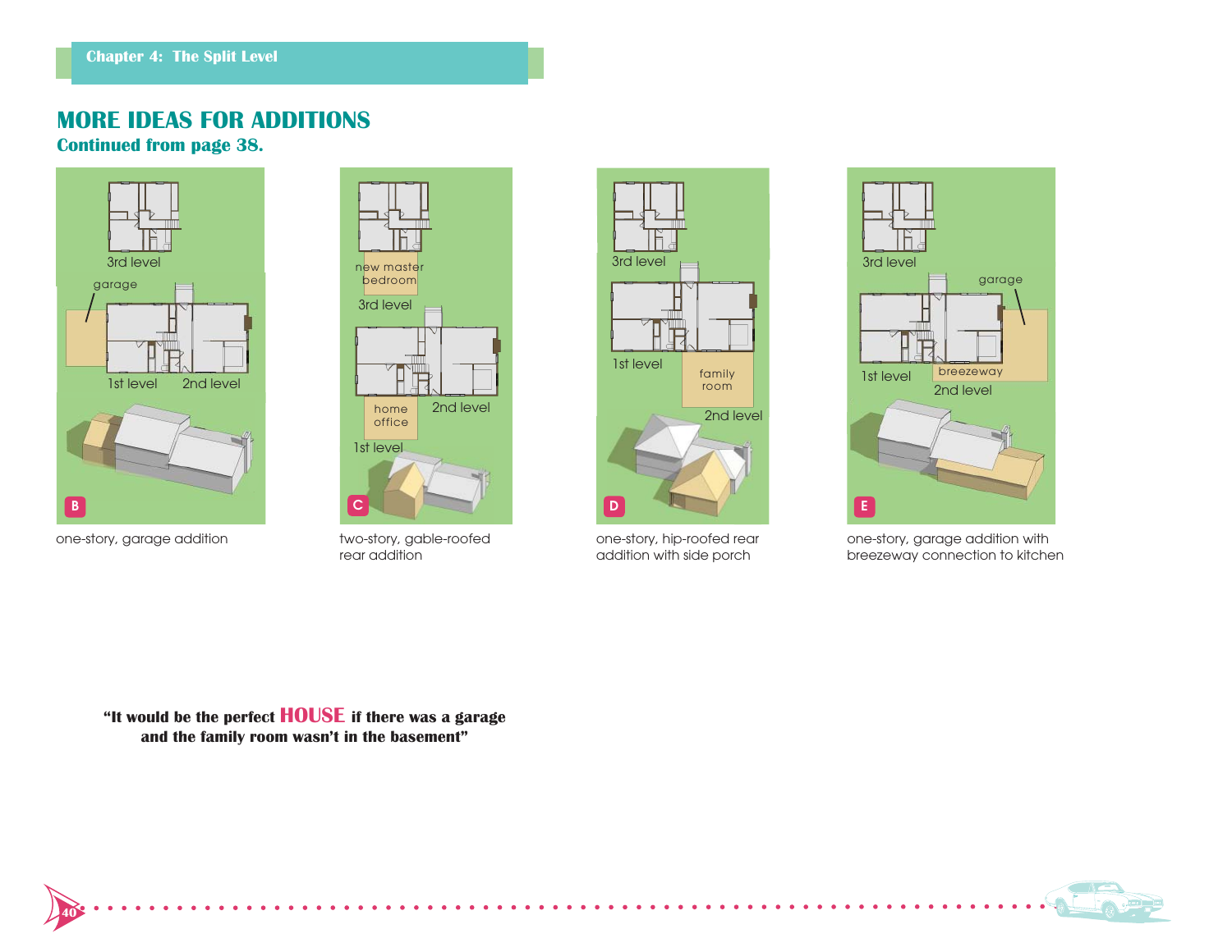## MORE IDEAS FOR ADDITIONS

### Continued from page 38.

3rd level
garage
1st level
2nd level
B

one-story, garage addition

new master bedroom
3rd level
home office
2nd level
1st level
C

two-story, gable-roofed rear addition

3rd level
1st level
family room
2nd level
D

one-story, hip-roofed rear addition with side porch

3rd level
garage
1st level
breezeway
2nd level
E

one-story, garage addition with breezeway connection to kitchen

**"It would be the perfect HOUSE if there was a garage and the family room wasn't in the basement"**